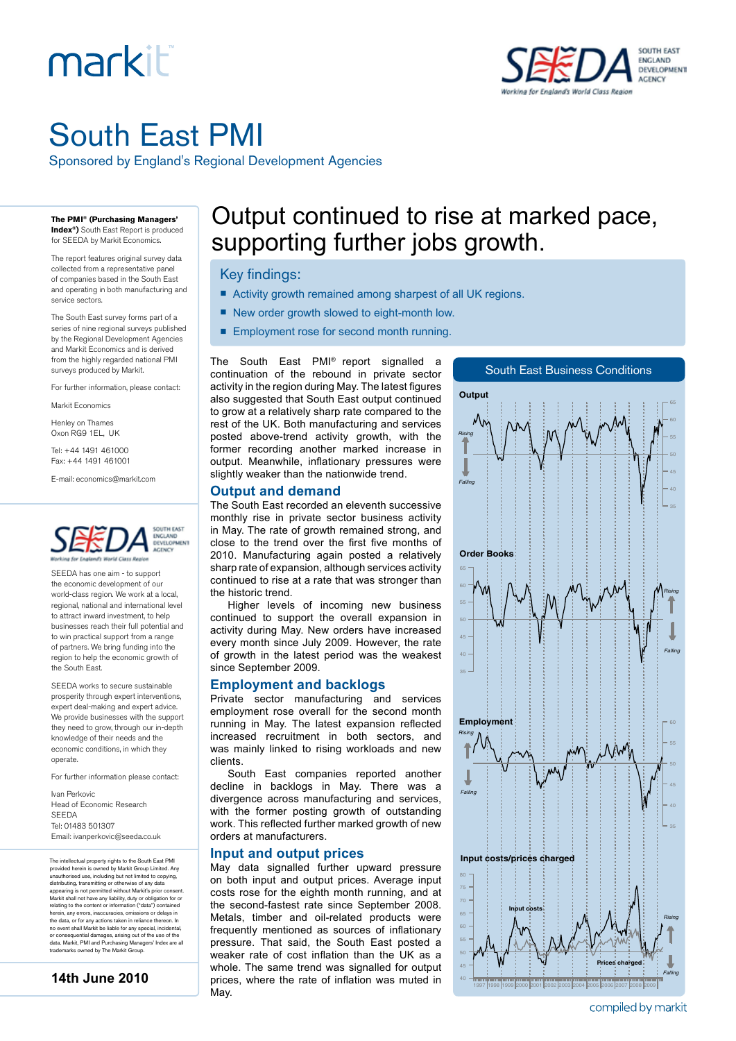markit

SEEDA SOUTH EAST ENGLAND DEVELOPMENT AGENCY
Working for England's World Class Region

# South East PMI

Sponsored by England's Regional Development Agencies

**The PMI® (Purchasing Managers' Index®)** South East Report is produced for SEEDA by Markit Economics.

The report features original survey data collected from a representative panel of companies based in the South East and operating in both manufacturing and service sectors.

The South East survey forms part of a series of nine regional surveys published by the Regional Development Agencies and Markit Economics and is derived from the highly regarded national PMI surveys produced by Markit.

For further information, please contact:

Markit Economics

Henley on Thames
Oxon RG9 1EL, UK

Tel: +44 1491 461000
Fax: +44 1491 461001

E-mail: economics@markit.com

SEEDA has one aim - to support the economic development of our world-class region. We work at a local, regional, national and international level to attract inward investment, to help businesses reach their full potential and to win practical support from a range of partners. We bring funding into the region to help the economic growth of the South East.

SEEDA works to secure sustainable prosperity through expert interventions, expert deal-making and expert advice. We provide businesses with the support they need to grow, through our in-depth knowledge of their needs and the economic conditions, in which they operate.

For further information please contact:

Ivan Perkovic
Head of Economic Research
SEEDA
Tel: 01483 501307
Email: ivanperkovic@seeda.co.uk

The intellectual property rights to the South East PMI provided herein is owned by Markit Group Limited. Any unauthorised use, including but not limited to copying, distributing, transmitting or otherwise of any data appearing is not permitted without Markit's prior consent. Markit shall not have any liability, duty or obligation for or relating to the content or information ("data") contained herein, any errors, inaccuracies, omissions or delays in the data, or for any actions taken in reliance thereon. In no event shall Markit be liable for any special, incidental, or consequential damages, arising out of the use of the data. Markit, PMI and Purchasing Managers' Index are all trademarks owned by The Markit Group.

**14th June 2010**

# Output continued to rise at marked pace, supporting further jobs growth.

## Key findings:

- Activity growth remained among sharpest of all UK regions.
- New order growth slowed to eight-month low.
- Employment rose for second month running.

The South East PMI® report signalled a continuation of the rebound in private sector activity in the region during May. The latest figures also suggested that South East output continued to grow at a relatively sharp rate compared to the rest of the UK. Both manufacturing and services posted above-trend activity growth, with the former recording another marked increase in output. Meanwhile, inflationary pressures were slightly weaker than the nationwide trend.

## Output and demand

The South East recorded an eleventh successive monthly rise in private sector business activity in May. The rate of growth remained strong, and close to the trend over the first five months of 2010. Manufacturing again posted a relatively sharp rate of expansion, although services activity continued to rise at a rate that was stronger than the historic trend.

Higher levels of incoming new business continued to support the overall expansion in activity during May. New orders have increased every month since July 2009. However, the rate of growth in the latest period was the weakest since September 2009.

## Employment and backlogs

Private sector manufacturing and services employment rose overall for the second month running in May. The latest expansion reflected increased recruitment in both sectors, and was mainly linked to rising workloads and new clients.

South East companies reported another decline in backlogs in May. There was a divergence across manufacturing and services, with the former posting growth of outstanding work. This reflected further marked growth of new orders at manufacturers.

## Input and output prices

May data signalled further upward pressure on both input and output prices. Average input costs rose for the eighth month running, and at the second-fastest rate since September 2008. Metals, timber and oil-related products were frequently mentioned as sources of inflationary pressure. That said, the South East posted a weaker rate of cost inflation than the UK as a whole. The same trend was signalled for output prices, where the rate of inflation was muted in May.

**South East Business Conditions**

Output

Order Books

Employment

Input costs/prices charged

compiled by markit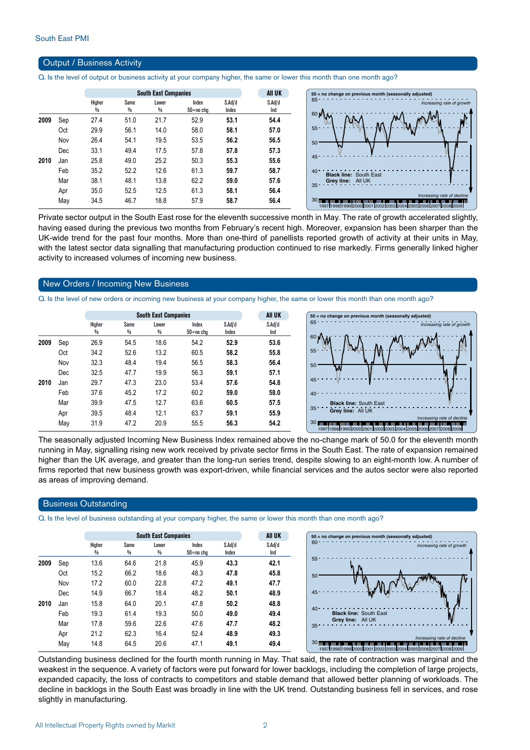## Output / Business Activity

Q. Is the level of output or business activity at your company higher, the same or lower this month than one month ago?

| | | South East Companies | | | | | All UK |
|---|---|---|---|---|---|---|---|
| | | Higher % | Same % | Lower % | Index 50=no chg | S.Adj'd Index | S.Adj'd Ind |
| 2009 | Sep | 27.4 | 51.0 | 21.7 | 52.9 | **53.1** | **54.4** |
| | Oct | 29.9 | 56.1 | 14.0 | 58.0 | **58.1** | **57.0** |
| | Nov | 26.4 | 54.1 | 19.5 | 53.5 | **56.2** | **56.5** |
| | Dec | 33.1 | 49.4 | 17.5 | 57.8 | **57.8** | **57.3** |
| 2010 | Jan | 25.8 | 49.0 | 25.2 | 50.3 | **55.3** | **55.6** |
| | Feb | 35.2 | 52.2 | 12.6 | 61.3 | **59.7** | **58.7** |
| | Mar | 38.1 | 48.1 | 13.8 | 62.2 | **59.0** | **57.6** |
| | Apr | 35.0 | 52.5 | 12.5 | 61.3 | **58.1** | **56.4** |
| | May | 34.5 | 46.7 | 18.8 | 57.9 | **58.7** | **56.4** |

50 = no change on previous month (seasonally adjusted)
Increasing rate of growth
Black line: South East
Grey line: All UK
Increasing rate of decline

Private sector output in the South East rose for the eleventh successive month in May. The rate of growth accelerated slightly, having eased during the previous two months from February's recent high. Moreover, expansion has been sharper than the UK-wide trend for the past four months. More than one-third of panellists reported growth of activity at their units in May, with the latest sector data signalling that manufacturing production continued to rise markedly. Firms generally linked higher activity to increased volumes of incoming new business.

## New Orders / Incoming New Business

Q. Is the level of new orders or incoming new business at your company higher, the same or lower this month than one month ago?

| | | South East Companies | | | | | All UK |
|---|---|---|---|---|---|---|---|
| | | Higher % | Same % | Lower % | Index 50=no chg | S.Adj'd Index | S.Adj'd Ind |
| 2009 | Sep | 26.9 | 54.5 | 18.6 | 54.2 | **52.9** | **53.6** |
| | Oct | 34.2 | 52.6 | 13.2 | 60.5 | **58.2** | **55.8** |
| | Nov | 32.3 | 48.4 | 19.4 | 56.5 | **58.3** | **56.4** |
| | Dec | 32.5 | 47.7 | 19.9 | 56.3 | **59.1** | **57.1** |
| 2010 | Jan | 29.7 | 47.3 | 23.0 | 53.4 | **57.6** | **54.8** |
| | Feb | 37.6 | 45.2 | 17.2 | 60.2 | **59.0** | **58.0** |
| | Mar | 39.9 | 47.5 | 12.7 | 63.6 | **60.5** | **57.5** |
| | Apr | 39.5 | 48.4 | 12.1 | 63.7 | **59.1** | **55.9** |
| | May | 31.9 | 47.2 | 20.9 | 55.5 | **56.3** | **54.2** |

50 = no change on previous month (seasonally adjusted)
Increasing rate of growth
Black line: South East
Grey line: All UK
Increasing rate of decline

The seasonally adjusted Incoming New Business Index remained above the no-change mark of 50.0 for the eleventh month running in May, signalling rising new work received by private sector firms in the South East. The rate of expansion remained higher than the UK average, and greater than the long-run series trend, despite slowing to an eight-month low. A number of firms reported that new business growth was export-driven, while financial services and the autos sector were also reported as areas of improving demand.

## Business Outstanding

Q. Is the level of business outstanding at your company higher, the same or lower this month than one month ago?

| | | South East Companies | | | | | All UK |
|---|---|---|---|---|---|---|---|
| | | Higher % | Same % | Lower % | Index 50=no chg | S.Adj'd Index | S.Adj'd Ind |
| 2009 | Sep | 13.6 | 64.6 | 21.8 | 45.9 | **43.3** | **42.1** |
| | Oct | 15.2 | 66.2 | 18.6 | 48.3 | **47.8** | **45.8** |
| | Nov | 17.2 | 60.0 | 22.8 | 47.2 | **49.1** | **47.7** |
| | Dec | 14.9 | 66.7 | 18.4 | 48.2 | **50.1** | **48.9** |
| 2010 | Jan | 15.8 | 64.0 | 20.1 | 47.8 | **50.2** | **48.8** |
| | Feb | 19.3 | 61.4 | 19.3 | 50.0 | **49.0** | **49.4** |
| | Mar | 17.8 | 59.6 | 22.6 | 47.6 | **47.7** | **48.2** |
| | Apr | 21.2 | 62.3 | 16.4 | 52.4 | **48.9** | **49.3** |
| | May | 14.8 | 64.5 | 20.6 | 47.1 | **49.1** | **49.4** |

50 = no change on previous month (seasonally adjusted)
Increasing rate of growth
Black line: South East
Grey line: All UK
Increasing rate of decline

Outstanding business declined for the fourth month running in May. That said, the rate of contraction was marginal and the weakest in the sequence. A variety of factors were put forward for lower backlogs, including the completion of large projects, expanded capacity, the loss of contracts to competitors and stable demand that allowed better planning of workloads. The decline in backlogs in the South East was broadly in line with the UK trend. Outstanding business fell in services, and rose slightly in manufacturing.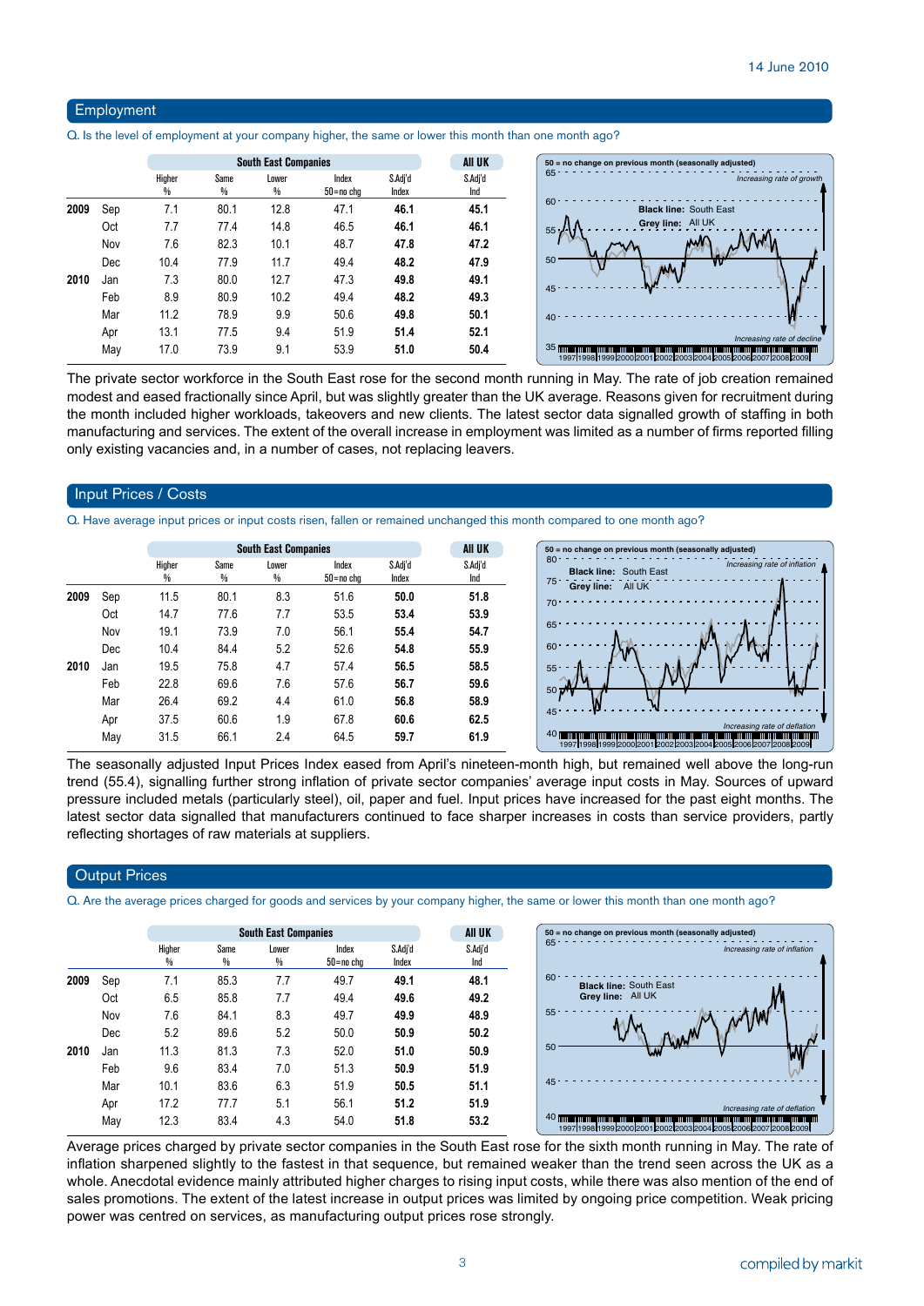## Employment

Q. Is the level of employment at your company higher, the same or lower this month than one month ago?

| | | South East Companies | | | | | All UK |
|---|---|---|---|---|---|---|---|
| | | Higher % | Same % | Lower % | Index 50=no chg | S.Adj'd Index | S.Adj'd Ind |
| 2009 | Sep | 7.1 | 80.1 | 12.8 | 47.1 | **46.1** | **45.1** |
| | Oct | 7.7 | 77.4 | 14.8 | 46.5 | **46.1** | **46.1** |
| | Nov | 7.6 | 82.3 | 10.1 | 48.7 | **47.8** | **47.2** |
| | Dec | 10.4 | 77.9 | 11.7 | 49.4 | **48.2** | **47.9** |
| 2010 | Jan | 7.3 | 80.0 | 12.7 | 47.3 | **49.8** | **49.1** |
| | Feb | 8.9 | 80.9 | 10.2 | 49.4 | **48.2** | **49.3** |
| | Mar | 11.2 | 78.9 | 9.9 | 50.6 | **49.8** | **50.1** |
| | Apr | 13.1 | 77.5 | 9.4 | 51.9 | **51.4** | **52.1** |
| | May | 17.0 | 73.9 | 9.1 | 53.9 | **51.0** | **50.4** |

50 = no change on previous month (seasonally adjusted)

Black line: South East
Grey line: All UK

The private sector workforce in the South East rose for the second month running in May. The rate of job creation remained modest and eased fractionally since April, but was slightly greater than the UK average. Reasons given for recruitment during the month included higher workloads, takeovers and new clients. The latest sector data signalled growth of staffing in both manufacturing and services. The extent of the overall increase in employment was limited as a number of firms reported filling only existing vacancies and, in a number of cases, not replacing leavers.

## Input Prices / Costs

Q. Have average input prices or input costs risen, fallen or remained unchanged this month compared to one month ago?

| | | South East Companies | | | | | All UK |
|---|---|---|---|---|---|---|---|
| | | Higher % | Same % | Lower % | Index 50=no chg | S.Adj'd Index | S.Adj'd Ind |
| 2009 | Sep | 11.5 | 80.1 | 8.3 | 51.6 | **50.0** | **51.8** |
| | Oct | 14.7 | 77.6 | 7.7 | 53.5 | **53.4** | **53.9** |
| | Nov | 19.1 | 73.9 | 7.0 | 56.1 | **55.4** | **54.7** |
| | Dec | 10.4 | 84.4 | 5.2 | 52.6 | **54.8** | **55.9** |
| 2010 | Jan | 19.5 | 75.8 | 4.7 | 57.4 | **56.5** | **58.5** |
| | Feb | 22.8 | 69.6 | 7.6 | 57.6 | **56.7** | **59.6** |
| | Mar | 26.4 | 69.2 | 4.4 | 61.0 | **56.8** | **58.9** |
| | Apr | 37.5 | 60.6 | 1.9 | 67.8 | **60.6** | **62.5** |
| | May | 31.5 | 66.1 | 2.4 | 64.5 | **59.7** | **61.9** |

50 = no change on previous month (seasonally adjusted)

Black line: South East
Grey line: All UK

The seasonally adjusted Input Prices Index eased from April's nineteen-month high, but remained well above the long-run trend (55.4), signalling further strong inflation of private sector companies' average input costs in May. Sources of upward pressure included metals (particularly steel), oil, paper and fuel. Input prices have increased for the past eight months. The latest sector data signalled that manufacturers continued to face sharper increases in costs than service providers, partly reflecting shortages of raw materials at suppliers.

## Output Prices

Q. Are the average prices charged for goods and services by your company higher, the same or lower this month than one month ago?

| | | South East Companies | | | | | All UK |
|---|---|---|---|---|---|---|---|
| | | Higher % | Same % | Lower % | Index 50=no chg | S.Adj'd Index | S.Adj'd Ind |
| 2009 | Sep | 7.1 | 85.3 | 7.7 | 49.7 | **49.1** | **48.1** |
| | Oct | 6.5 | 85.8 | 7.7 | 49.4 | **49.6** | **49.2** |
| | Nov | 7.6 | 84.1 | 8.3 | 49.7 | **49.9** | **48.9** |
| | Dec | 5.2 | 89.6 | 5.2 | 50.0 | **50.9** | **50.2** |
| 2010 | Jan | 11.3 | 81.3 | 7.3 | 52.0 | **51.0** | **50.9** |
| | Feb | 9.6 | 83.4 | 7.0 | 51.3 | **50.9** | **51.9** |
| | Mar | 10.1 | 83.6 | 6.3 | 51.9 | **50.5** | **51.1** |
| | Apr | 17.2 | 77.7 | 5.1 | 56.1 | **51.2** | **51.9** |
| | May | 12.3 | 83.4 | 4.3 | 54.0 | **51.8** | **53.2** |

50 = no change on previous month (seasonally adjusted)

Black line: South East
Grey line: All UK

Average prices charged by private sector companies in the South East rose for the sixth month running in May. The rate of inflation sharpened slightly to the fastest in that sequence, but remained weaker than the trend seen across the UK as a whole. Anecdotal evidence mainly attributed higher charges to rising input costs, while there was also mention of the end of sales promotions. The extent of the latest increase in output prices was limited by ongoing price competition. Weak pricing power was centred on services, as manufacturing output prices rose strongly.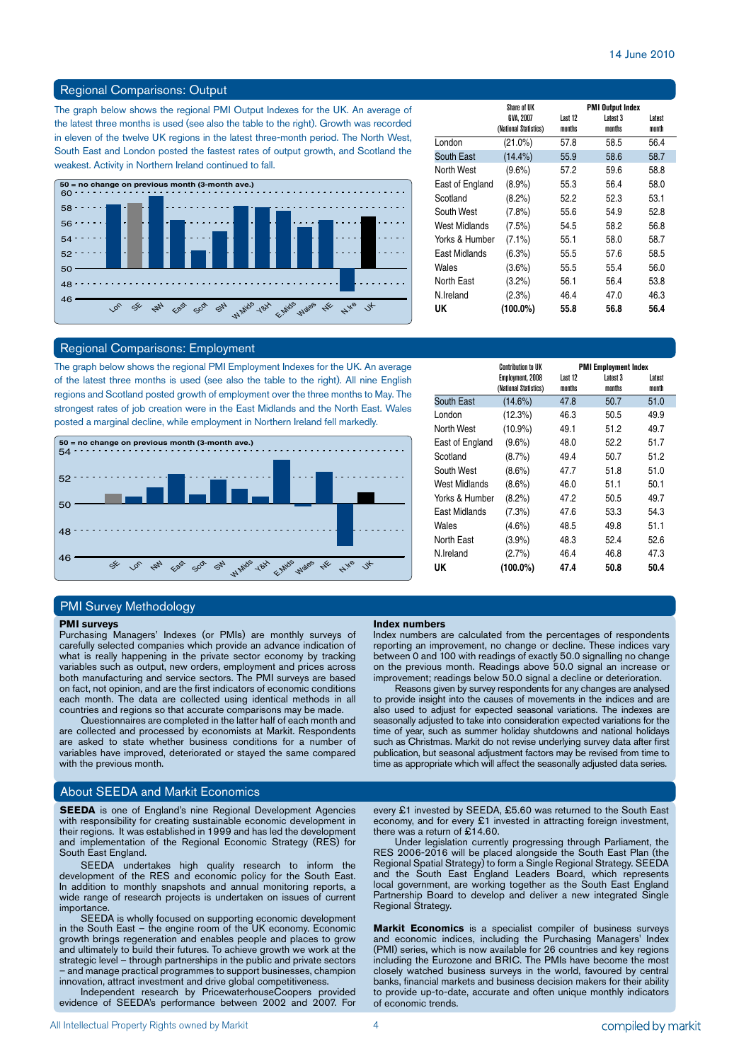14 June 2010

## Regional Comparisons: Output

The graph below shows the regional PMI Output Indexes for the UK. An average of the latest three months is used (see also the table to the right). Growth was recorded in eleven of the twelve UK regions in the latest three-month period. The North West, South East and London posted the fastest rates of output growth, and Scotland the weakest. Activity in Northern Ireland continued to fall.

50 = no change on previous month (3-month ave.)

60
58
56
54
52
50
48
46

Lon SE NW East Scot SW W.Mids Y&H E.Mids Wales NE N.Ire UK

| | Share of UK GVA, 2007 (National Statistics) | PMI Output Index Last 12 months | Latest 3 months | Latest month |
|---|---|---|---|---|
| London | (21.0%) | 57.8 | 58.5 | 56.4 |
| South East | (14.4%) | 55.9 | 58.6 | 58.7 |
| North West | (9.6%) | 57.2 | 59.6 | 58.8 |
| East of England | (8.9%) | 55.3 | 56.4 | 58.0 |
| Scotland | (8.2%) | 52.2 | 52.3 | 53.1 |
| South West | (7.8%) | 55.6 | 54.9 | 52.8 |
| West Midlands | (7.5%) | 54.5 | 58.2 | 56.8 |
| Yorks & Humber | (7.1%) | 55.1 | 58.0 | 58.7 |
| East Midlands | (6.3%) | 55.5 | 57.6 | 58.5 |
| Wales | (3.6%) | 55.5 | 55.4 | 56.0 |
| North East | (3.2%) | 56.1 | 56.4 | 53.8 |
| N.Ireland | (2.3%) | 46.4 | 47.0 | 46.3 |
| **UK** | **(100.0%)** | **55.8** | **56.8** | **56.4** |

## Regional Comparisons: Employment

The graph below shows the regional PMI Employment Indexes for the UK. An average of the latest three months is used (see also the table to the right). All nine English regions and Scotland posted growth of employment over the three months to May. The strongest rates of job creation were in the East Midlands and the North East. Wales posted a marginal decline, while employment in Northern Ireland fell markedly.

50 = no change on previous month (3-month ave.)

54
52
50
48
46

SE Lon NW East Scot SW W.Mids Y&H E.Mids Wales NE N.Ire UK

| | Contribution to UK Employment, 2008 (National Statistics) | PMI Employment Index Last 12 months | Latest 3 months | Latest month |
|---|---|---|---|---|
| South East | (14.6%) | 47.8 | 50.7 | 51.0 |
| London | (12.3%) | 46.3 | 50.5 | 49.9 |
| North West | (10.9%) | 49.1 | 51.2 | 49.7 |
| East of England | (9.6%) | 48.0 | 52.2 | 51.7 |
| Scotland | (8.7%) | 49.4 | 50.7 | 51.2 |
| South West | (8.6%) | 47.7 | 51.8 | 51.0 |
| West Midlands | (8.6%) | 46.0 | 51.1 | 50.1 |
| Yorks & Humber | (8.2%) | 47.2 | 50.5 | 49.7 |
| East Midlands | (7.3%) | 47.6 | 53.3 | 54.3 |
| Wales | (4.6%) | 48.5 | 49.8 | 51.1 |
| North East | (3.9%) | 48.3 | 52.4 | 52.6 |
| N.Ireland | (2.7%) | 46.4 | 46.8 | 47.3 |
| **UK** | **(100.0%)** | **47.4** | **50.8** | **50.4** |

## PMI Survey Methodology

**PMI surveys**

Purchasing Managers' Indexes (or PMIs) are monthly surveys of carefully selected companies which provide an advance indication of what is really happening in the private sector economy by tracking variables such as output, new orders, employment and prices across both manufacturing and service sectors. The PMI surveys are based on fact, not opinion, and are the first indicators of economic conditions each month. The data are collected using identical methods in all countries and regions so that accurate comparisons may be made.

Questionnaires are completed in the latter half of each month and are collected and processed by economists at Markit. Respondents are asked to state whether business conditions for a number of variables have improved, deteriorated or stayed the same compared with the previous month.

**Index numbers**

Index numbers are calculated from the percentages of respondents reporting an improvement, no change or decline. These indices vary between 0 and 100 with readings of exactly 50.0 signalling no change on the previous month. Readings above 50.0 signal an increase or improvement; readings below 50.0 signal a decline or deterioration.

Reasons given by survey respondents for any changes are analysed to provide insight into the causes of movements in the indices and are also used to adjust for expected seasonal variations. The indexes are seasonally adjusted to take into consideration expected variations for the time of year, such as summer holiday shutdowns and national holidays such as Christmas. Markit do not revise underlying survey data after first publication, but seasonal adjustment factors may be revised from time to time as appropriate which will affect the seasonally adjusted data series.

## About SEEDA and Markit Economics

**SEEDA** is one of England's nine Regional Development Agencies with responsibility for creating sustainable economic development in their regions. It was established in 1999 and has led the development and implementation of the Regional Economic Strategy (RES) for South East England.

SEEDA undertakes high quality research to inform the development of the RES and economic policy for the South East. In addition to monthly snapshots and annual monitoring reports, a wide range of research projects is undertaken on issues of current importance.

SEEDA is wholly focused on supporting economic development in the South East – the engine room of the UK economy. Economic growth brings regeneration and enables people and places to grow and ultimately to build their futures. To achieve growth we work at the strategic level – through partnerships in the public and private sectors – and manage practical programmes to support businesses, champion innovation, attract investment and drive global competitiveness.

Independent research by PricewaterhouseCoopers provided evidence of SEEDA's performance between 2002 and 2007. For every £1 invested by SEEDA, £5.60 was returned to the South East economy, and for every £1 invested in attracting foreign investment, there was a return of £14.60.

Under legislation currently progressing through Parliament, the RES 2006-2016 will be placed alongside the South East Plan (the Regional Spatial Strategy) to form a Single Regional Strategy. SEEDA and the South East England Leaders Board, which represents local government, are working together as the South East England Partnership Board to develop and deliver a new integrated Single Regional Strategy.

**Markit Economics** is a specialist compiler of business surveys and economic indices, including the Purchasing Managers' Index (PMI) series, which is now available for 26 countries and key regions including the Eurozone and BRIC. The PMIs have become the most closely watched business surveys in the world, favoured by central banks, financial markets and business decision makers for their ability to provide up-to-date, accurate and often unique monthly indicators of economic trends.

All Intellectual Property Rights owned by Markit

compiled by markit